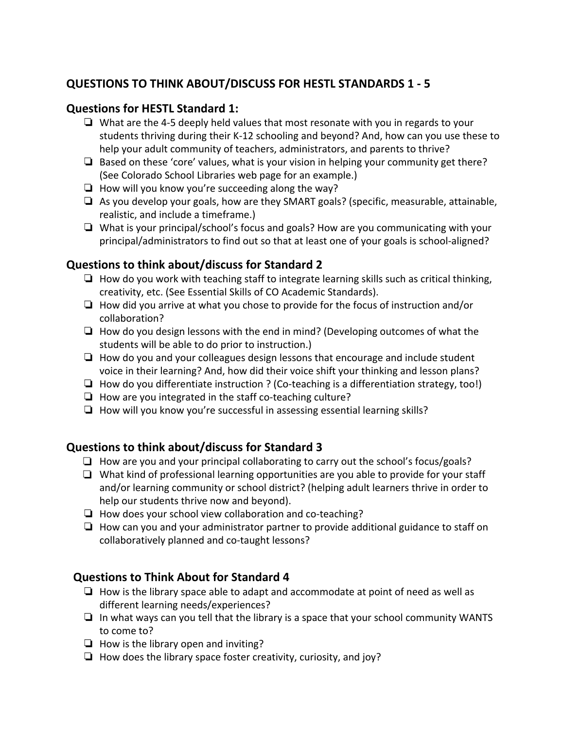## QUESTIONS TO THINK ABOUT/DISCUSS FOR HESTL STANDARDS 1 - 5

### Questions for HESTL Standard 1:

- ❏ What are the 4-5 deeply held values that most resonate with you in regards to your students thriving during their K-12 schooling and beyond? And, how can you use these to help your adult community of teachers, administrators, and parents to thrive?
- ❏ Based on these 'core' values, what is your vision in helping your community get there? (See Colorado School Libraries web page for an example.)
- ❏ How will you know you're succeeding along the way?
- ❏ As you develop your goals, how are they SMART goals? (specific, measurable, attainable, realistic, and include a timeframe.)
- ❏ What is your principal/school's focus and goals? How are you communicating with your principal/administrators to find out so that at least one of your goals is school-aligned?

### Questions to think about/discuss for Standard 2

- ❏ How do you work with teaching staff to integrate learning skills such as critical thinking, creativity, etc. (See Essential Skills of CO Academic Standards).
- ❏ How did you arrive at what you chose to provide for the focus of instruction and/or collaboration?
- ❏ How do you design lessons with the end in mind? (Developing outcomes of what the students will be able to do prior to instruction.)
- ❏ How do you and your colleagues design lessons that encourage and include student voice in their learning? And, how did their voice shift your thinking and lesson plans?
- ❏ How do you differentiate instruction ? (Co-teaching is a differentiation strategy, too!)
- ❏ How are you integrated in the staff co-teaching culture?
- ❏ How will you know you're successful in assessing essential learning skills?

### Questions to think about/discuss for Standard 3

- ❏ How are you and your principal collaborating to carry out the school's focus/goals?
- ❏ What kind of professional learning opportunities are you able to provide for your staff and/or learning community or school district? (helping adult learners thrive in order to help our students thrive now and beyond).
- ❏ How does your school view collaboration and co-teaching?
- ❏ How can you and your administrator partner to provide additional guidance to staff on collaboratively planned and co-taught lessons?

### Questions to Think About for Standard 4

- ❏ How is the library space able to adapt and accommodate at point of need as well as different learning needs/experiences?
- ❏ In what ways can you tell that the library is a space that your school community WANTS to come to?
- ❏ How is the library open and inviting?
- ❏ How does the library space foster creativity, curiosity, and joy?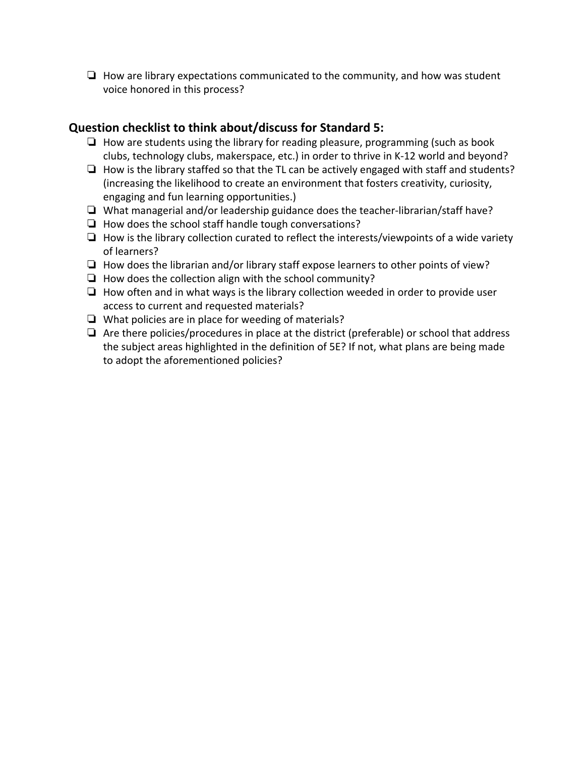- [ ] How are library expectations communicated to the community, and how was student voice honored in this process?

### Question checklist to think about/discuss for Standard 5:

- [ ] How are students using the library for reading pleasure, programming (such as book clubs, technology clubs, makerspace, etc.) in order to thrive in K-12 world and beyond?
- [ ] How is the library staffed so that the TL can be actively engaged with staff and students? (increasing the likelihood to create an environment that fosters creativity, curiosity, engaging and fun learning opportunities.)
- [ ] What managerial and/or leadership guidance does the teacher-librarian/staff have?
- [ ] How does the school staff handle tough conversations?
- [ ] How is the library collection curated to reflect the interests/viewpoints of a wide variety of learners?
- [ ] How does the librarian and/or library staff expose learners to other points of view?
- [ ] How does the collection align with the school community?
- [ ] How often and in what ways is the library collection weeded in order to provide user access to current and requested materials?
- [ ] What policies are in place for weeding of materials?
- [ ] Are there policies/procedures in place at the district (preferable) or school that address the subject areas highlighted in the definition of 5E? If not, what plans are being made to adopt the aforementioned policies?